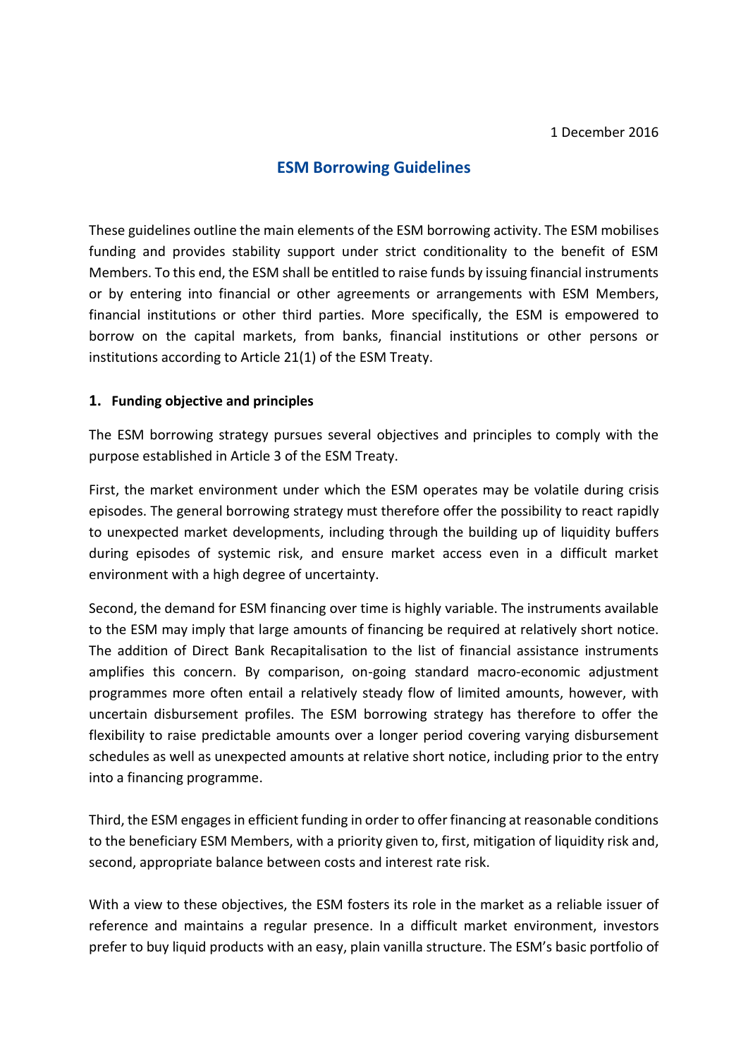1 December 2016

# ESM Borrowing Guidelines

These guidelines outline the main elements of the ESM borrowing activity. The ESM mobilises funding and provides stability support under strict conditionality to the benefit of ESM Members. To this end, the ESM shall be entitled to raise funds by issuing financial instruments or by entering into financial or other agreements or arrangements with ESM Members, financial institutions or other third parties. More specifically, the ESM is empowered to borrow on the capital markets, from banks, financial institutions or other persons or institutions according to Article 21(1) of the ESM Treaty.

## 1. Funding objective and principles

The ESM borrowing strategy pursues several objectives and principles to comply with the purpose established in Article 3 of the ESM Treaty.

First, the market environment under which the ESM operates may be volatile during crisis episodes. The general borrowing strategy must therefore offer the possibility to react rapidly to unexpected market developments, including through the building up of liquidity buffers during episodes of systemic risk, and ensure market access even in a difficult market environment with a high degree of uncertainty.

Second, the demand for ESM financing over time is highly variable. The instruments available to the ESM may imply that large amounts of financing be required at relatively short notice. The addition of Direct Bank Recapitalisation to the list of financial assistance instruments amplifies this concern. By comparison, on-going standard macro-economic adjustment programmes more often entail a relatively steady flow of limited amounts, however, with uncertain disbursement profiles. The ESM borrowing strategy has therefore to offer the flexibility to raise predictable amounts over a longer period covering varying disbursement schedules as well as unexpected amounts at relative short notice, including prior to the entry into a financing programme.

Third, the ESM engages in efficient funding in order to offer financing at reasonable conditions to the beneficiary ESM Members, with a priority given to, first, mitigation of liquidity risk and, second, appropriate balance between costs and interest rate risk.

With a view to these objectives, the ESM fosters its role in the market as a reliable issuer of reference and maintains a regular presence. In a difficult market environment, investors prefer to buy liquid products with an easy, plain vanilla structure. The ESM's basic portfolio of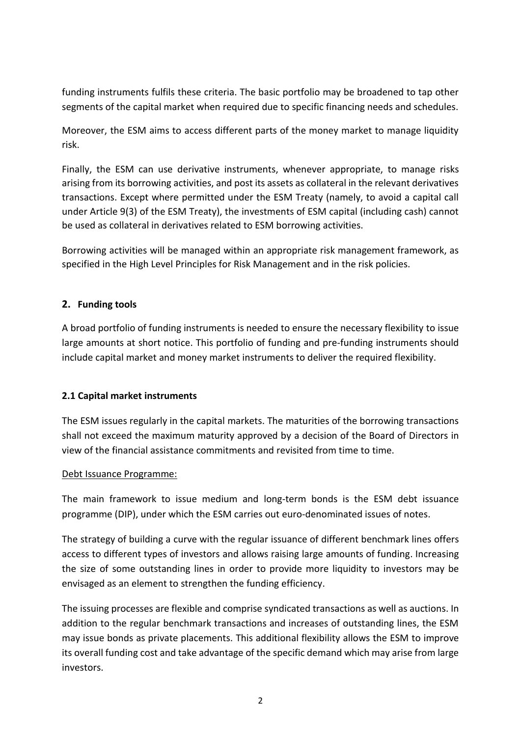funding instruments fulfils these criteria. The basic portfolio may be broadened to tap other segments of the capital market when required due to specific financing needs and schedules.

Moreover, the ESM aims to access different parts of the money market to manage liquidity risk.

Finally, the ESM can use derivative instruments, whenever appropriate, to manage risks arising from its borrowing activities, and post its assets as collateral in the relevant derivatives transactions. Except where permitted under the ESM Treaty (namely, to avoid a capital call under Article 9(3) of the ESM Treaty), the investments of ESM capital (including cash) cannot be used as collateral in derivatives related to ESM borrowing activities.

Borrowing activities will be managed within an appropriate risk management framework, as specified in the High Level Principles for Risk Management and in the risk policies.

## 2. Funding tools

A broad portfolio of funding instruments is needed to ensure the necessary flexibility to issue large amounts at short notice. This portfolio of funding and pre-funding instruments should include capital market and money market instruments to deliver the required flexibility.

### 2.1 Capital market instruments

The ESM issues regularly in the capital markets. The maturities of the borrowing transactions shall not exceed the maximum maturity approved by a decision of the Board of Directors in view of the financial assistance commitments and revisited from time to time.

<u>Debt Issuance Programme:</u>

The main framework to issue medium and long-term bonds is the ESM debt issuance programme (DIP), under which the ESM carries out euro-denominated issues of notes.

The strategy of building a curve with the regular issuance of different benchmark lines offers access to different types of investors and allows raising large amounts of funding. Increasing the size of some outstanding lines in order to provide more liquidity to investors may be envisaged as an element to strengthen the funding efficiency.

The issuing processes are flexible and comprise syndicated transactions as well as auctions. In addition to the regular benchmark transactions and increases of outstanding lines, the ESM may issue bonds as private placements. This additional flexibility allows the ESM to improve its overall funding cost and take advantage of the specific demand which may arise from large investors.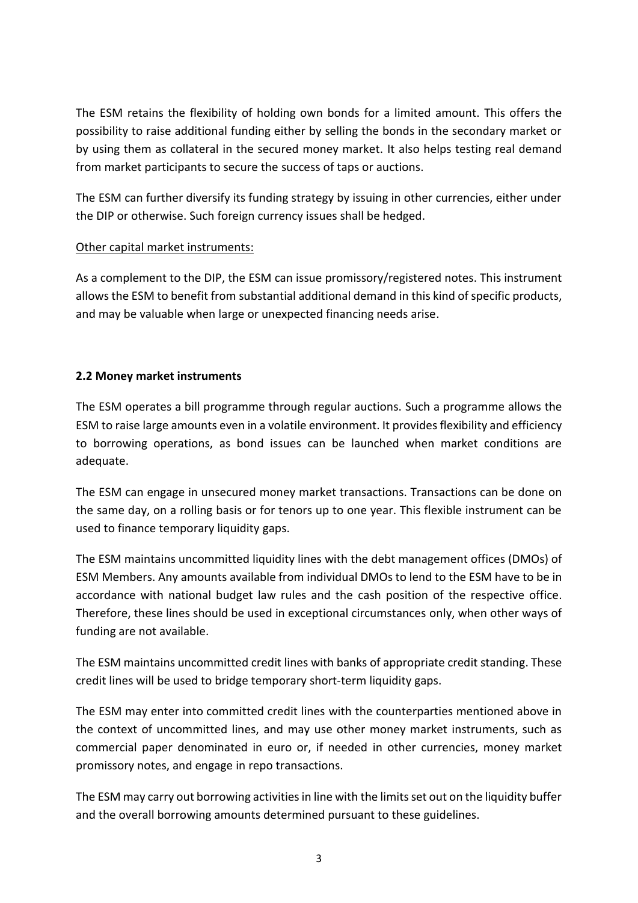The ESM retains the flexibility of holding own bonds for a limited amount. This offers the possibility to raise additional funding either by selling the bonds in the secondary market or by using them as collateral in the secured money market. It also helps testing real demand from market participants to secure the success of taps or auctions.

The ESM can further diversify its funding strategy by issuing in other currencies, either under the DIP or otherwise. Such foreign currency issues shall be hedged.

Other capital market instruments:

As a complement to the DIP, the ESM can issue promissory/registered notes. This instrument allows the ESM to benefit from substantial additional demand in this kind of specific products, and may be valuable when large or unexpected financing needs arise.

### 2.2 Money market instruments

The ESM operates a bill programme through regular auctions. Such a programme allows the ESM to raise large amounts even in a volatile environment. It provides flexibility and efficiency to borrowing operations, as bond issues can be launched when market conditions are adequate.

The ESM can engage in unsecured money market transactions. Transactions can be done on the same day, on a rolling basis or for tenors up to one year. This flexible instrument can be used to finance temporary liquidity gaps.

The ESM maintains uncommitted liquidity lines with the debt management offices (DMOs) of ESM Members. Any amounts available from individual DMOs to lend to the ESM have to be in accordance with national budget law rules and the cash position of the respective office. Therefore, these lines should be used in exceptional circumstances only, when other ways of funding are not available.

The ESM maintains uncommitted credit lines with banks of appropriate credit standing. These credit lines will be used to bridge temporary short-term liquidity gaps.

The ESM may enter into committed credit lines with the counterparties mentioned above in the context of uncommitted lines, and may use other money market instruments, such as commercial paper denominated in euro or, if needed in other currencies, money market promissory notes, and engage in repo transactions.

The ESM may carry out borrowing activities in line with the limits set out on the liquidity buffer and the overall borrowing amounts determined pursuant to these guidelines.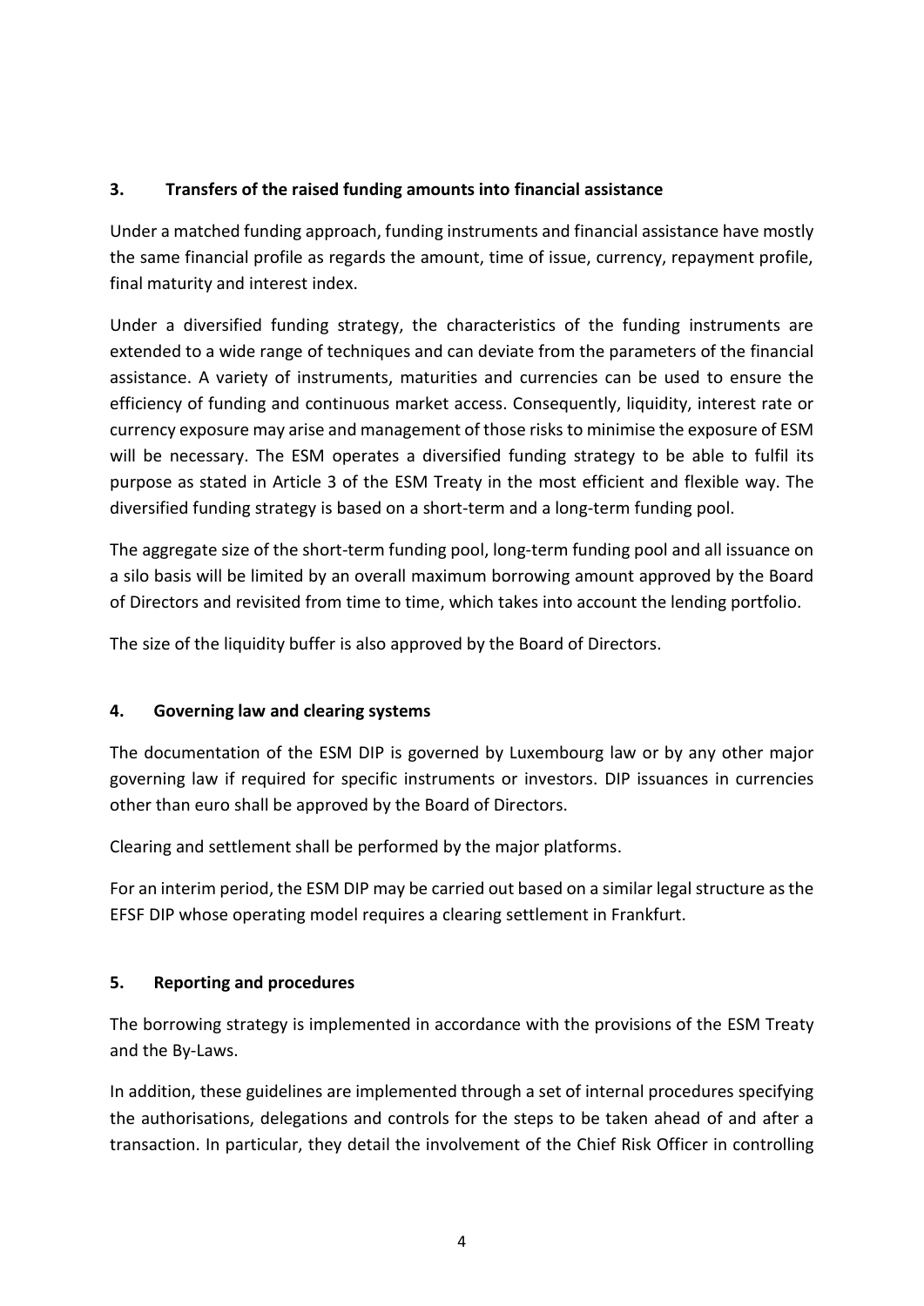## 3. Transfers of the raised funding amounts into financial assistance

Under a matched funding approach, funding instruments and financial assistance have mostly the same financial profile as regards the amount, time of issue, currency, repayment profile, final maturity and interest index.

Under a diversified funding strategy, the characteristics of the funding instruments are extended to a wide range of techniques and can deviate from the parameters of the financial assistance. A variety of instruments, maturities and currencies can be used to ensure the efficiency of funding and continuous market access. Consequently, liquidity, interest rate or currency exposure may arise and management of those risks to minimise the exposure of ESM will be necessary. The ESM operates a diversified funding strategy to be able to fulfil its purpose as stated in Article 3 of the ESM Treaty in the most efficient and flexible way. The diversified funding strategy is based on a short-term and a long-term funding pool.

The aggregate size of the short-term funding pool, long-term funding pool and all issuance on a silo basis will be limited by an overall maximum borrowing amount approved by the Board of Directors and revisited from time to time, which takes into account the lending portfolio.

The size of the liquidity buffer is also approved by the Board of Directors.

## 4. Governing law and clearing systems

The documentation of the ESM DIP is governed by Luxembourg law or by any other major governing law if required for specific instruments or investors. DIP issuances in currencies other than euro shall be approved by the Board of Directors.

Clearing and settlement shall be performed by the major platforms.

For an interim period, the ESM DIP may be carried out based on a similar legal structure as the EFSF DIP whose operating model requires a clearing settlement in Frankfurt.

## 5. Reporting and procedures

The borrowing strategy is implemented in accordance with the provisions of the ESM Treaty and the By-Laws.

In addition, these guidelines are implemented through a set of internal procedures specifying the authorisations, delegations and controls for the steps to be taken ahead of and after a transaction. In particular, they detail the involvement of the Chief Risk Officer in controlling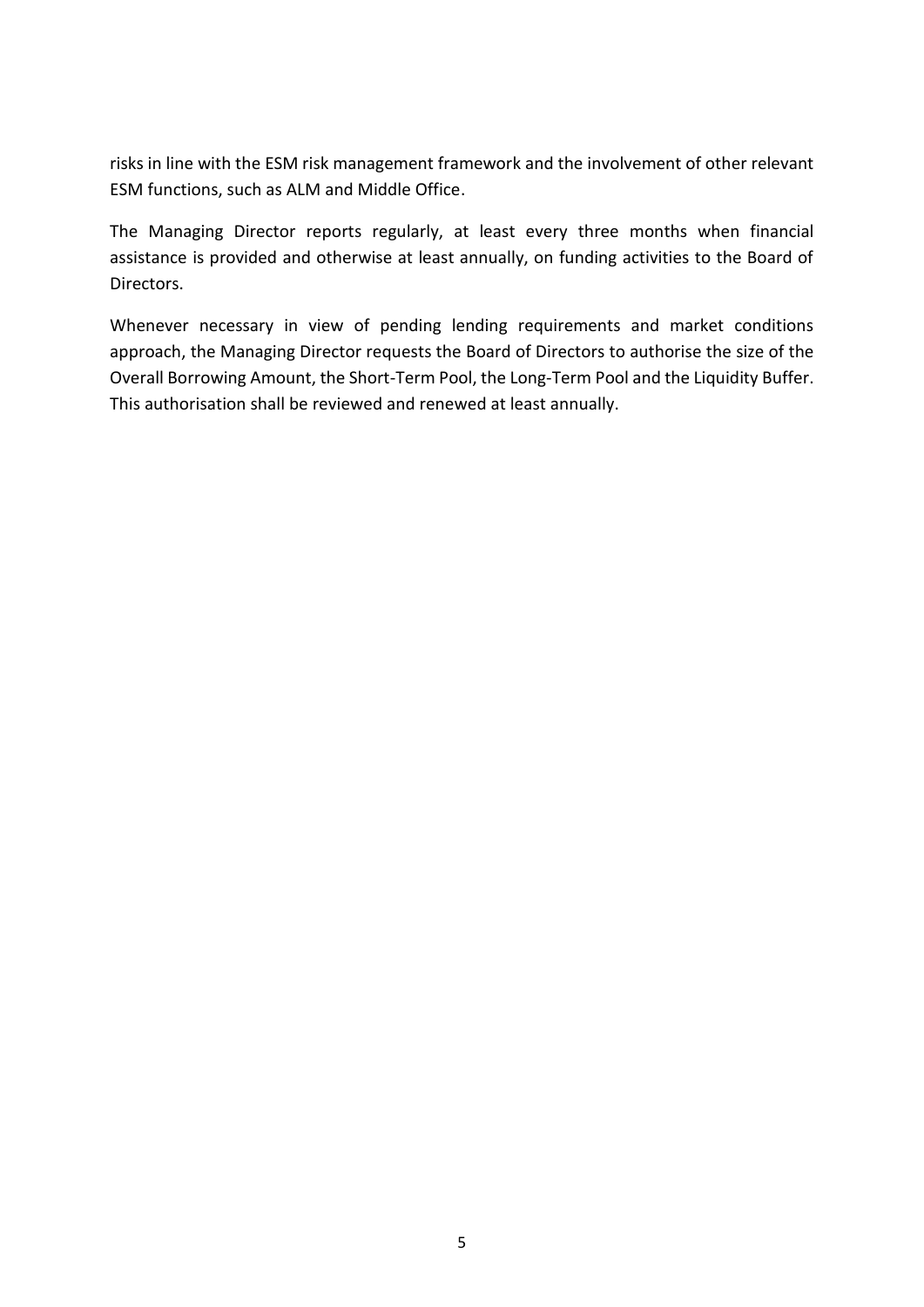risks in line with the ESM risk management framework and the involvement of other relevant ESM functions, such as ALM and Middle Office.

The Managing Director reports regularly, at least every three months when financial assistance is provided and otherwise at least annually, on funding activities to the Board of Directors.

Whenever necessary in view of pending lending requirements and market conditions approach, the Managing Director requests the Board of Directors to authorise the size of the Overall Borrowing Amount, the Short-Term Pool, the Long-Term Pool and the Liquidity Buffer. This authorisation shall be reviewed and renewed at least annually.